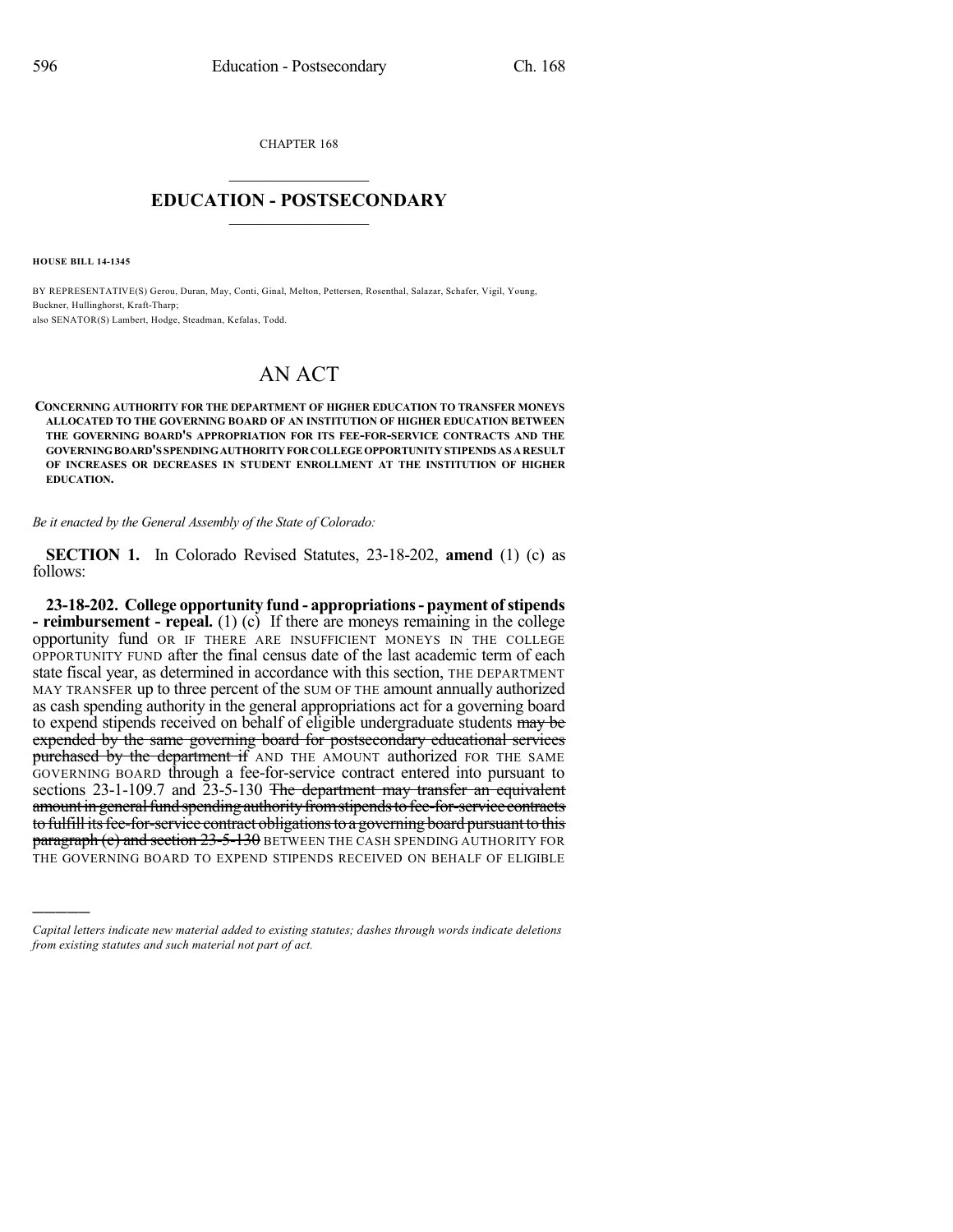CHAPTER 168

# EDUCATION - POSTSECONDARY

**HOUSE BILL 14-1345**

BY REPRESENTATIVE(S) Gerou, Duran, May, Conti, Ginal, Melton, Pettersen, Rosenthal, Salazar, Schafer, Vigil, Young, Buckner, Hullinghorst, Kraft-Tharp;
also SENATOR(S) Lambert, Hodge, Steadman, Kefalas, Todd.

# AN ACT

**CONCERNING AUTHORITY FOR THE DEPARTMENT OF HIGHER EDUCATION TO TRANSFER MONEYS ALLOCATED TO THE GOVERNING BOARD OF AN INSTITUTION OF HIGHER EDUCATION BETWEEN THE GOVERNING BOARD'S APPROPRIATION FOR ITS FEE-FOR-SERVICE CONTRACTS AND THE GOVERNING BOARD'S SPENDING AUTHORITY FOR COLLEGE OPPORTUNITY STIPENDS AS A RESULT OF INCREASES OR DECREASES IN STUDENT ENROLLMENT AT THE INSTITUTION OF HIGHER EDUCATION.**

*Be it enacted by the General Assembly of the State of Colorado:*

**SECTION 1.** In Colorado Revised Statutes, 23-18-202, **amend** (1) (c) as follows:

**23-18-202. College opportunity fund - appropriations - payment of stipends - reimbursement - repeal.** (1) (c) If there are moneys remaining in the college opportunity fund OR IF THERE ARE INSUFFICIENT MONEYS IN THE COLLEGE OPPORTUNITY FUND after the final census date of the last academic term of each state fiscal year, as determined in accordance with this section, THE DEPARTMENT MAY TRANSFER up to three percent of the SUM OF THE amount annually authorized as cash spending authority in the general appropriations act for a governing board to expend stipends received on behalf of eligible undergraduate students ~~may be expended by the same governing board for postsecondary educational services purchased by the department if~~ AND THE AMOUNT authorized FOR THE SAME GOVERNING BOARD through a fee-for-service contract entered into pursuant to sections 23-1-109.7 and 23-5-130 ~~The department may transfer an equivalent amount in general fund spending authority from stipends to fee-for-service contracts to fulfill its fee-for-service contract obligations to a governing board pursuant to this paragraph (c) and section 23-5-130~~ BETWEEN THE CASH SPENDING AUTHORITY FOR THE GOVERNING BOARD TO EXPEND STIPENDS RECEIVED ON BEHALF OF ELIGIBLE

---

*Capital letters indicate new material added to existing statutes; dashes through words indicate deletions from existing statutes and such material not part of act.*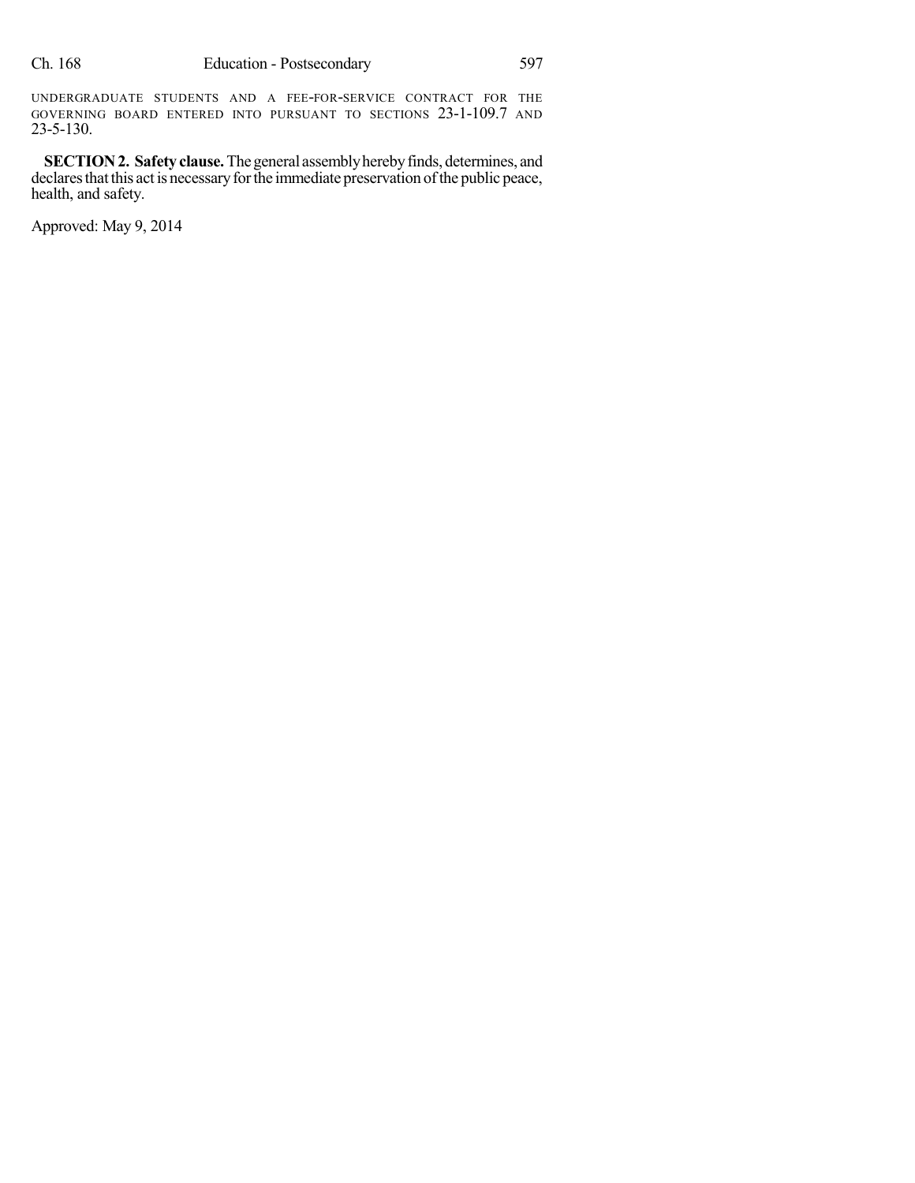UNDERGRADUATE STUDENTS AND A FEE-FOR-SERVICE CONTRACT FOR THE GOVERNING BOARD ENTERED INTO PURSUANT TO SECTIONS 23-1-109.7 AND 23-5-130.

**SECTION 2. Safety clause.** The general assembly hereby finds, determines, and declares that this act is necessary for the immediate preservation of the public peace, health, and safety.

Approved: May 9, 2014